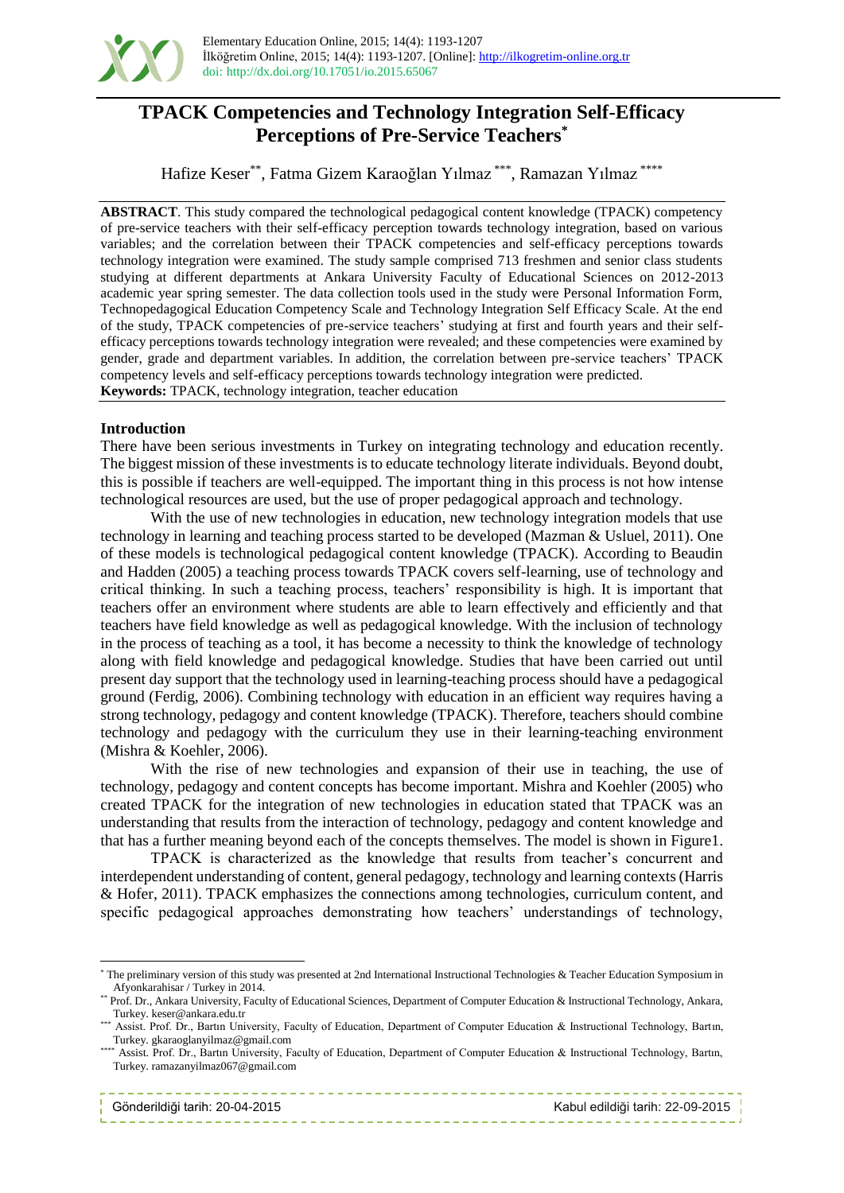# TPACK Competencies and Technology Integration Self-Efficacy Perceptions of Pre-Service Teachers[*]

Hafize Keser[**], Fatma Gizem Karaoğlan Yılmaz[***], Ramazan Yılmaz[****]

**ABSTRACT**. This study compared the technological pedagogical content knowledge (TPACK) competency of pre-service teachers with their self-efficacy perception towards technology integration, based on various variables; and the correlation between their TPACK competencies and self-efficacy perceptions towards technology integration were examined. The study sample comprised 713 freshmen and senior class students studying at different departments at Ankara University Faculty of Educational Sciences on 2012-2013 academic year spring semester. The data collection tools used in the study were Personal Information Form, Technopedagogical Education Competency Scale and Technology Integration Self Efficacy Scale. At the end of the study, TPACK competencies of pre-service teachers' studying at first and fourth years and their self-efficacy perceptions towards technology integration were revealed; and these competencies were examined by gender, grade and department variables. In addition, the correlation between pre-service teachers' TPACK competency levels and self-efficacy perceptions towards technology integration were predicted.

**Keywords:** TPACK, technology integration, teacher education

## Introduction

There have been serious investments in Turkey on integrating technology and education recently. The biggest mission of these investments is to educate technology literate individuals. Beyond doubt, this is possible if teachers are well-equipped. The important thing in this process is not how intense technological resources are used, but the use of proper pedagogical approach and technology.

With the use of new technologies in education, new technology integration models that use technology in learning and teaching process started to be developed (Mazman & Usluel, 2011). One of these models is technological pedagogical content knowledge (TPACK). According to Beaudin and Hadden (2005) a teaching process towards TPACK covers self-learning, use of technology and critical thinking. In such a teaching process, teachers' responsibility is high. It is important that teachers offer an environment where students are able to learn effectively and efficiently and that teachers have field knowledge as well as pedagogical knowledge. With the inclusion of technology in the process of teaching as a tool, it has become a necessity to think the knowledge of technology along with field knowledge and pedagogical knowledge. Studies that have been carried out until present day support that the technology used in learning-teaching process should have a pedagogical ground (Ferdig, 2006). Combining technology with education in an efficient way requires having a strong technology, pedagogy and content knowledge (TPACK). Therefore, teachers should combine technology and pedagogy with the curriculum they use in their learning-teaching environment (Mishra & Koehler, 2006).

With the rise of new technologies and expansion of their use in teaching, the use of technology, pedagogy and content concepts has become important. Mishra and Koehler (2005) who created TPACK for the integration of new technologies in education stated that TPACK was an understanding that results from the interaction of technology, pedagogy and content knowledge and that has a further meaning beyond each of the concepts themselves. The model is shown in Figure1.

TPACK is characterized as the knowledge that results from teacher's concurrent and interdependent understanding of content, general pedagogy, technology and learning contexts (Harris & Hofer, 2011). TPACK emphasizes the connections among technologies, curriculum content, and specific pedagogical approaches demonstrating how teachers' understandings of technology,

---

[*] The preliminary version of this study was presented at 2nd International Instructional Technologies & Teacher Education Symposium in Afyonkarahisar / Turkey in 2014.

[**] Prof. Dr., Ankara University, Faculty of Educational Sciences, Department of Computer Education & Instructional Technology, Ankara, Turkey. keser@ankara.edu.tr

[***] Assist. Prof. Dr., Bartın University, Faculty of Education, Department of Computer Education & Instructional Technology, Bartın, Turkey. gkaraoglanyilmaz@gmail.com

[****] Assist. Prof. Dr., Bartın University, Faculty of Education, Department of Computer Education & Instructional Technology, Bartın, Turkey. ramazanyilmaz067@gmail.com

Gönderildiği tarih: 20-04-2015 Kabul edildiği tarih: 22-09-2015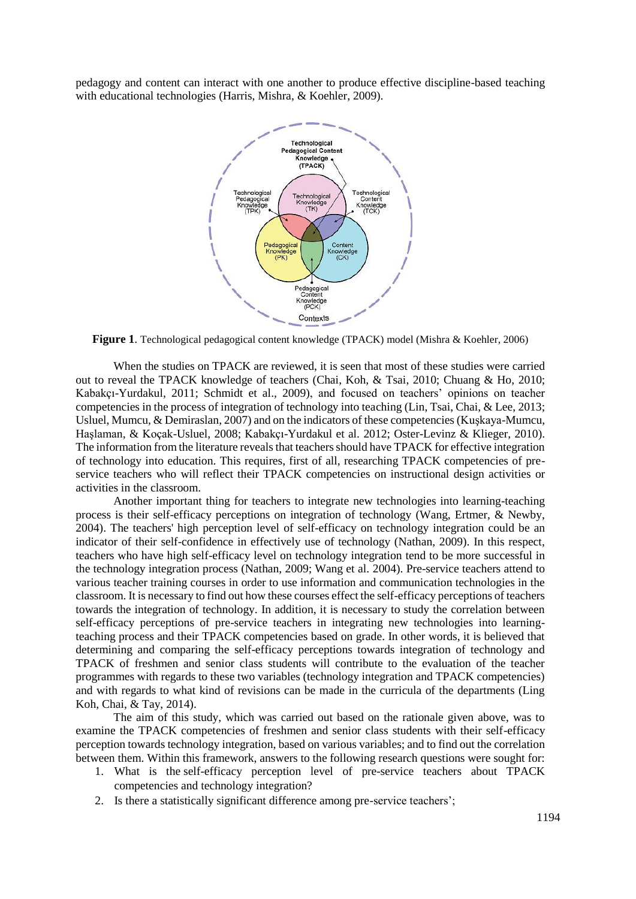pedagogy and content can interact with one another to produce effective discipline-based teaching with educational technologies (Harris, Mishra, & Koehler, 2009).

**Figure 1**. Technological pedagogical content knowledge (TPACK) model (Mishra & Koehler, 2006)

When the studies on TPACK are reviewed, it is seen that most of these studies were carried out to reveal the TPACK knowledge of teachers (Chai, Koh, & Tsai, 2010; Chuang & Ho, 2010; Kabakçı-Yurdakul, 2011; Schmidt et al., 2009), and focused on teachers' opinions on teacher competencies in the process of integration of technology into teaching (Lin, Tsai, Chai, & Lee, 2013; Usluel, Mumcu, & Demiraslan, 2007) and on the indicators of these competencies (Kuşkaya-Mumcu, Haşlaman, & Koçak-Usluel, 2008; Kabakçı-Yurdakul et al. 2012; Oster-Levinz & Klieger, 2010). The information from the literature reveals that teachers should have TPACK for effective integration of technology into education. This requires, first of all, researching TPACK competencies of pre-service teachers who will reflect their TPACK competencies on instructional design activities or activities in the classroom.

Another important thing for teachers to integrate new technologies into learning-teaching process is their self-efficacy perceptions on integration of technology (Wang, Ertmer, & Newby, 2004). The teachers' high perception level of self-efficacy on technology integration could be an indicator of their self-confidence in effectively use of technology (Nathan, 2009). In this respect, teachers who have high self-efficacy level on technology integration tend to be more successful in the technology integration process (Nathan, 2009; Wang et al. 2004). Pre-service teachers attend to various teacher training courses in order to use information and communication technologies in the classroom. It is necessary to find out how these courses effect the self-efficacy perceptions of teachers towards the integration of technology. In addition, it is necessary to study the correlation between self-efficacy perceptions of pre-service teachers in integrating new technologies into learning-teaching process and their TPACK competencies based on grade. In other words, it is believed that determining and comparing the self-efficacy perceptions towards integration of technology and TPACK of freshmen and senior class students will contribute to the evaluation of the teacher programmes with regards to these two variables (technology integration and TPACK competencies) and with regards to what kind of revisions can be made in the curricula of the departments (Ling Koh, Chai, & Tay, 2014).

The aim of this study, which was carried out based on the rationale given above, was to examine the TPACK competencies of freshmen and senior class students with their self-efficacy perception towards technology integration, based on various variables; and to find out the correlation between them. Within this framework, answers to the following research questions were sought for:

1. What is the self-efficacy perception level of pre-service teachers about TPACK competencies and technology integration?
2. Is there a statistically significant difference among pre-service teachers';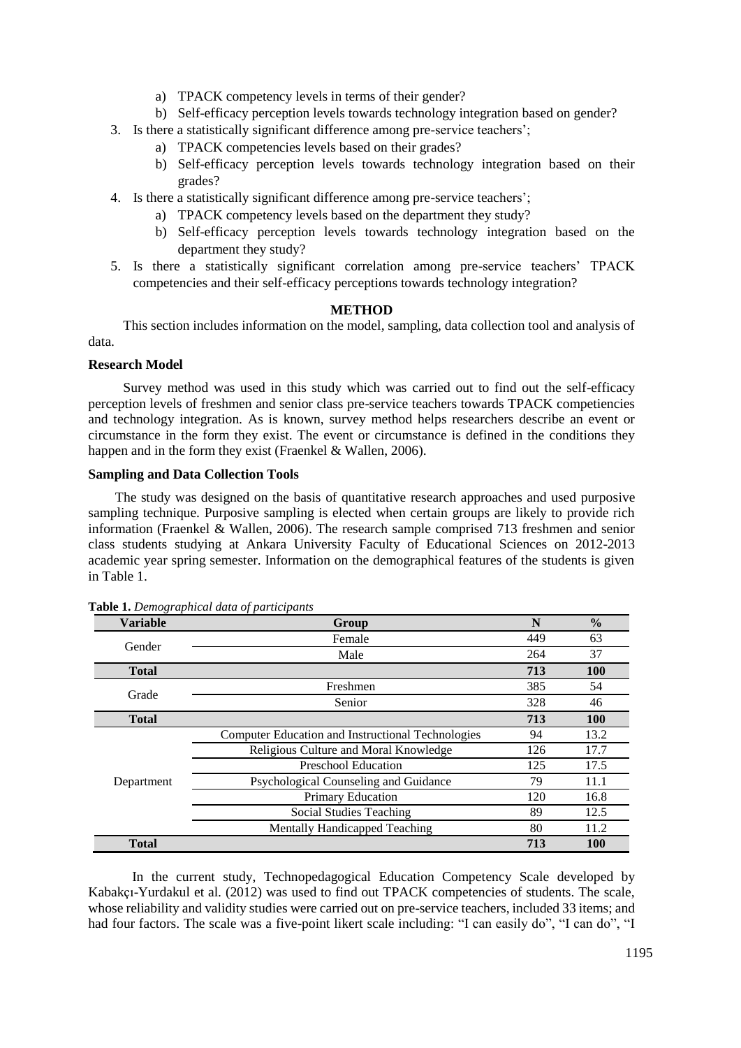a) TPACK competency levels in terms of their gender?
   b) Self-efficacy perception levels towards technology integration based on gender?
3. Is there a statistically significant difference among pre-service teachers';
   a) TPACK competencies levels based on their grades?
   b) Self-efficacy perception levels towards technology integration based on their grades?
4. Is there a statistically significant difference among pre-service teachers';
   a) TPACK competency levels based on the department they study?
   b) Self-efficacy perception levels towards technology integration based on the department they study?
5. Is there a statistically significant correlation among pre-service teachers' TPACK competencies and their self-efficacy perceptions towards technology integration?

## METHOD

This section includes information on the model, sampling, data collection tool and analysis of data.

### Research Model

Survey method was used in this study which was carried out to find out the self-efficacy perception levels of freshmen and senior class pre-service teachers towards TPACK competiencies and technology integration. As is known, survey method helps researchers describe an event or circumstance in the form they exist. The event or circumstance is defined in the conditions they happen and in the form they exist (Fraenkel & Wallen, 2006).

### Sampling and Data Collection Tools

The study was designed on the basis of quantitative research approaches and used purposive sampling technique. Purposive sampling is elected when certain groups are likely to provide rich information (Fraenkel & Wallen, 2006). The research sample comprised 713 freshmen and senior class students studying at Ankara University Faculty of Educational Sciences on 2012-2013 academic year spring semester. Information on the demographical features of the students is given in Table 1.

**Table 1.** *Demographical data of participants*

| Variable | Group | N | % |
|---|---|---|---|
| Gender | Female | 449 | 63 |
| | Male | 264 | 37 |
| **Total** | | **713** | **100** |
| Grade | Freshmen | 385 | 54 |
| | Senior | 328 | 46 |
| **Total** | | **713** | **100** |
| Department | Computer Education and Instructional Technologies | 94 | 13.2 |
| | Religious Culture and Moral Knowledge | 126 | 17.7 |
| | Preschool Education | 125 | 17.5 |
| | Psychological Counseling and Guidance | 79 | 11.1 |
| | Primary Education | 120 | 16.8 |
| | Social Studies Teaching | 89 | 12.5 |
| | Mentally Handicapped Teaching | 80 | 11.2 |
| **Total** | | **713** | **100** |

In the current study, Technopedagogical Education Competency Scale developed by Kabakçı-Yurdakul et al. (2012) was used to find out TPACK competencies of students. The scale, whose reliability and validity studies were carried out on pre-service teachers, included 33 items; and had four factors. The scale was a five-point likert scale including: "I can easily do", "I can do", "I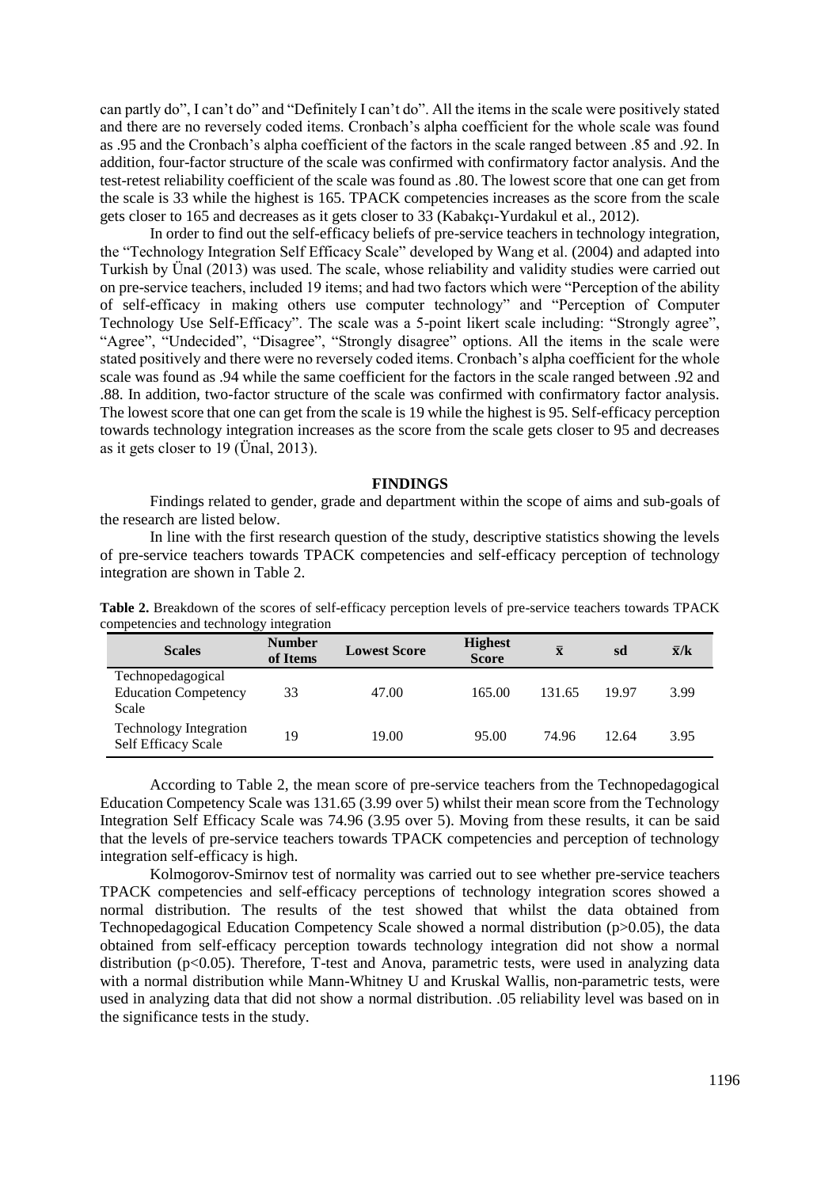can partly do", I can't do" and "Definitely I can't do". All the items in the scale were positively stated and there are no reversely coded items. Cronbach's alpha coefficient for the whole scale was found as .95 and the Cronbach's alpha coefficient of the factors in the scale ranged between .85 and .92. In addition, four-factor structure of the scale was confirmed with confirmatory factor analysis. And the test-retest reliability coefficient of the scale was found as .80. The lowest score that one can get from the scale is 33 while the highest is 165. TPACK competencies increases as the score from the scale gets closer to 165 and decreases as it gets closer to 33 (Kabakçı-Yurdakul et al., 2012).

In order to find out the self-efficacy beliefs of pre-service teachers in technology integration, the "Technology Integration Self Efficacy Scale" developed by Wang et al. (2004) and adapted into Turkish by Ünal (2013) was used. The scale, whose reliability and validity studies were carried out on pre-service teachers, included 19 items; and had two factors which were "Perception of the ability of self-efficacy in making others use computer technology" and "Perception of Computer Technology Use Self-Efficacy". The scale was a 5-point likert scale including: "Strongly agree", "Agree", "Undecided", "Disagree", "Strongly disagree" options. All the items in the scale were stated positively and there were no reversely coded items. Cronbach's alpha coefficient for the whole scale was found as .94 while the same coefficient for the factors in the scale ranged between .92 and .88. In addition, two-factor structure of the scale was confirmed with confirmatory factor analysis. The lowest score that one can get from the scale is 19 while the highest is 95. Self-efficacy perception towards technology integration increases as the score from the scale gets closer to 95 and decreases as it gets closer to 19 (Ünal, 2013).

## FINDINGS

Findings related to gender, grade and department within the scope of aims and sub-goals of the research are listed below.

In line with the first research question of the study, descriptive statistics showing the levels of pre-service teachers towards TPACK competencies and self-efficacy perception of technology integration are shown in Table 2.

**Table 2.** Breakdown of the scores of self-efficacy perception levels of pre-service teachers towards TPACK competencies and technology integration

| Scales | Number of Items | Lowest Score | Highest Score | $\bar{x}$ | sd | $\bar{x}/k$ |
|---|---|---|---|---|---|---|
| Technopedagogical Education Competency Scale | 33 | 47.00 | 165.00 | 131.65 | 19.97 | 3.99 |
| Technology Integration Self Efficacy Scale | 19 | 19.00 | 95.00 | 74.96 | 12.64 | 3.95 |

According to Table 2, the mean score of pre-service teachers from the Technopedagogical Education Competency Scale was 131.65 (3.99 over 5) whilst their mean score from the Technology Integration Self Efficacy Scale was 74.96 (3.95 over 5). Moving from these results, it can be said that the levels of pre-service teachers towards TPACK competencies and perception of technology integration self-efficacy is high.

Kolmogorov-Smirnov test of normality was carried out to see whether pre-service teachers TPACK competencies and self-efficacy perceptions of technology integration scores showed a normal distribution. The results of the test showed that whilst the data obtained from Technopedagogical Education Competency Scale showed a normal distribution ($p>0.05$), the data obtained from self-efficacy perception towards technology integration did not show a normal distribution ($p<0.05$). Therefore, T-test and Anova, parametric tests, were used in analyzing data with a normal distribution while Mann-Whitney U and Kruskal Wallis, non-parametric tests, were used in analyzing data that did not show a normal distribution. .05 reliability level was based on in the significance tests in the study.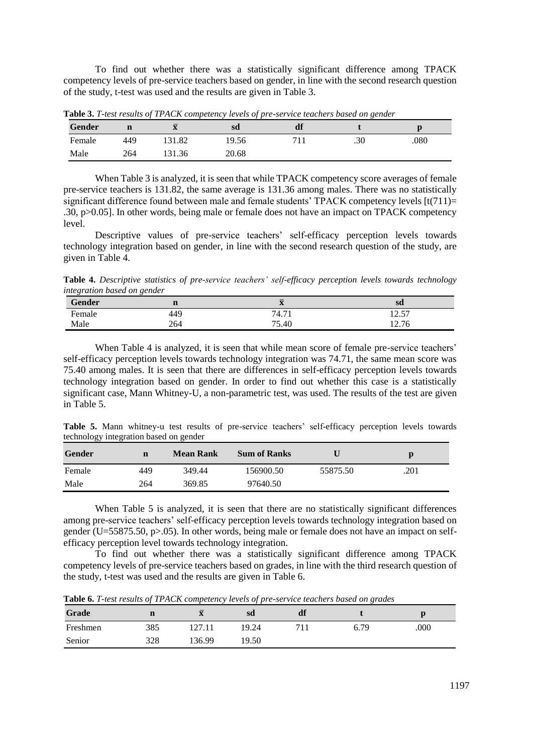To find out whether there was a statistically significant difference among TPACK competency levels of pre-service teachers based on gender, in line with the second research question of the study, t-test was used and the results are given in Table 3.

**Table 3.** *T-test results of TPACK competency levels of pre-service teachers based on gender*

| Gender | n | $\bar{x}$ | sd | df | t | p |
|---|---|---|---|---|---|---|
| Female | 449 | 131.82 | 19.56 | 711 | .30 | .080 |
| Male | 264 | 131.36 | 20.68 | | | |

When Table 3 is analyzed, it is seen that while TPACK competency score averages of female pre-service teachers is 131.82, the same average is 131.36 among males. There was no statistically significant difference found between male and female students' TPACK competency levels [$t(711)= .30$, $p>0.05$]. In other words, being male or female does not have an impact on TPACK competency level.

Descriptive values of pre-service teachers' self-efficacy perception levels towards technology integration based on gender, in line with the second research question of the study, are given in Table 4.

**Table 4.** *Descriptive statistics of pre-service teachers' self-efficacy perception levels towards technology integration based on gender*

| Gender | n | $\bar{x}$ | sd |
|---|---|---|---|
| Female | 449 | 74.71 | 12.57 |
| Male | 264 | 75.40 | 12.76 |

When Table 4 is analyzed, it is seen that while mean score of female pre-service teachers' self-efficacy perception levels towards technology integration was 74.71, the same mean score was 75.40 among males. It is seen that there are differences in self-efficacy perception levels towards technology integration based on gender. In order to find out whether this case is a statistically significant case, Mann Whitney-U, a non-parametric test, was used. The results of the test are given in Table 5.

**Table 5.** Mann whitney-u test results of pre-service teachers' self-efficacy perception levels towards technology integration based on gender

| Gender | n | Mean Rank | Sum of Ranks | U | p |
|---|---|---|---|---|---|
| Female | 449 | 349.44 | 156900.50 | 55875.50 | .201 |
| Male | 264 | 369.85 | 97640.50 | | |

When Table 5 is analyzed, it is seen that there are no statistically significant differences among pre-service teachers' self-efficacy perception levels towards technology integration based on gender ($U=55875.50$, $p>.05$). In other words, being male or female does not have an impact on self-efficacy perception level towards technology integration.

To find out whether there was a statistically significant difference among TPACK competency levels of pre-service teachers based on grades, in line with the third research question of the study, t-test was used and the results are given in Table 6.

**Table 6.** *T-test results of TPACK competency levels of pre-service teachers based on grades*

| Grade | n | $\bar{x}$ | sd | df | t | p |
|---|---|---|---|---|---|---|
| Freshmen | 385 | 127.11 | 19.24 | 711 | 6.79 | .000 |
| Senior | 328 | 136.99 | 19.50 | | | |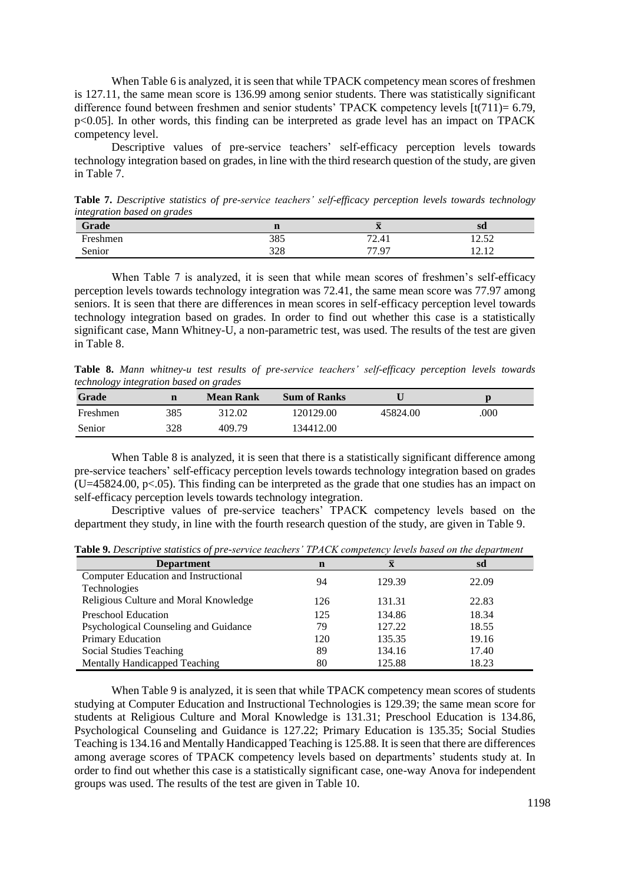When Table 6 is analyzed, it is seen that while TPACK competency mean scores of freshmen is 127.11, the same mean score is 136.99 among senior students. There was statistically significant difference found between freshmen and senior students' TPACK competency levels [$t(711) = 6.79$, $p<0.05$]. In other words, this finding can be interpreted as grade level has an impact on TPACK competency level.

Descriptive values of pre-service teachers' self-efficacy perception levels towards technology integration based on grades, in line with the third research question of the study, are given in Table 7.

**Table 7.** *Descriptive statistics of pre-service teachers' self-efficacy perception levels towards technology integration based on grades*

| Grade | n | $\bar{x}$ | sd |
|---|---|---|---|
| Freshmen | 385 | 72.41 | 12.52 |
| Senior | 328 | 77.97 | 12.12 |

When Table 7 is analyzed, it is seen that while mean scores of freshmen's self-efficacy perception levels towards technology integration was 72.41, the same mean score was 77.97 among seniors. It is seen that there are differences in mean scores in self-efficacy perception level towards technology integration based on grades. In order to find out whether this case is a statistically significant case, Mann Whitney-U, a non-parametric test, was used. The results of the test are given in Table 8.

**Table 8.** *Mann whitney-u test results of pre-service teachers' self-efficacy perception levels towards technology integration based on grades*

| Grade | n | Mean Rank | Sum of Ranks | U | p |
|---|---|---|---|---|---|
| Freshmen | 385 | 312.02 | 120129.00 | 45824.00 | .000 |
| Senior | 328 | 409.79 | 134412.00 | | |

When Table 8 is analyzed, it is seen that there is a statistically significant difference among pre-service teachers' self-efficacy perception levels towards technology integration based on grades ($U=45824.00$, $p<.05$). This finding can be interpreted as the grade that one studies has an impact on self-efficacy perception levels towards technology integration.

Descriptive values of pre-service teachers' TPACK competency levels based on the department they study, in line with the fourth research question of the study, are given in Table 9.

**Table 9.** *Descriptive statistics of pre-service teachers' TPACK competency levels based on the department*

| Department | n | $\bar{x}$ | sd |
|---|---|---|---|
| Computer Education and Instructional Technologies | 94 | 129.39 | 22.09 |
| Religious Culture and Moral Knowledge | 126 | 131.31 | 22.83 |
| Preschool Education | 125 | 134.86 | 18.34 |
| Psychological Counseling and Guidance | 79 | 127.22 | 18.55 |
| Primary Education | 120 | 135.35 | 19.16 |
| Social Studies Teaching | 89 | 134.16 | 17.40 |
| Mentally Handicapped Teaching | 80 | 125.88 | 18.23 |

When Table 9 is analyzed, it is seen that while TPACK competency mean scores of students studying at Computer Education and Instructional Technologies is 129.39; the same mean score for students at Religious Culture and Moral Knowledge is 131.31; Preschool Education is 134.86, Psychological Counseling and Guidance is 127.22; Primary Education is 135.35; Social Studies Teaching is 134.16 and Mentally Handicapped Teaching is 125.88. It is seen that there are differences among average scores of TPACK competency levels based on departments' students study at. In order to find out whether this case is a statistically significant case, one-way Anova for independent groups was used. The results of the test are given in Table 10.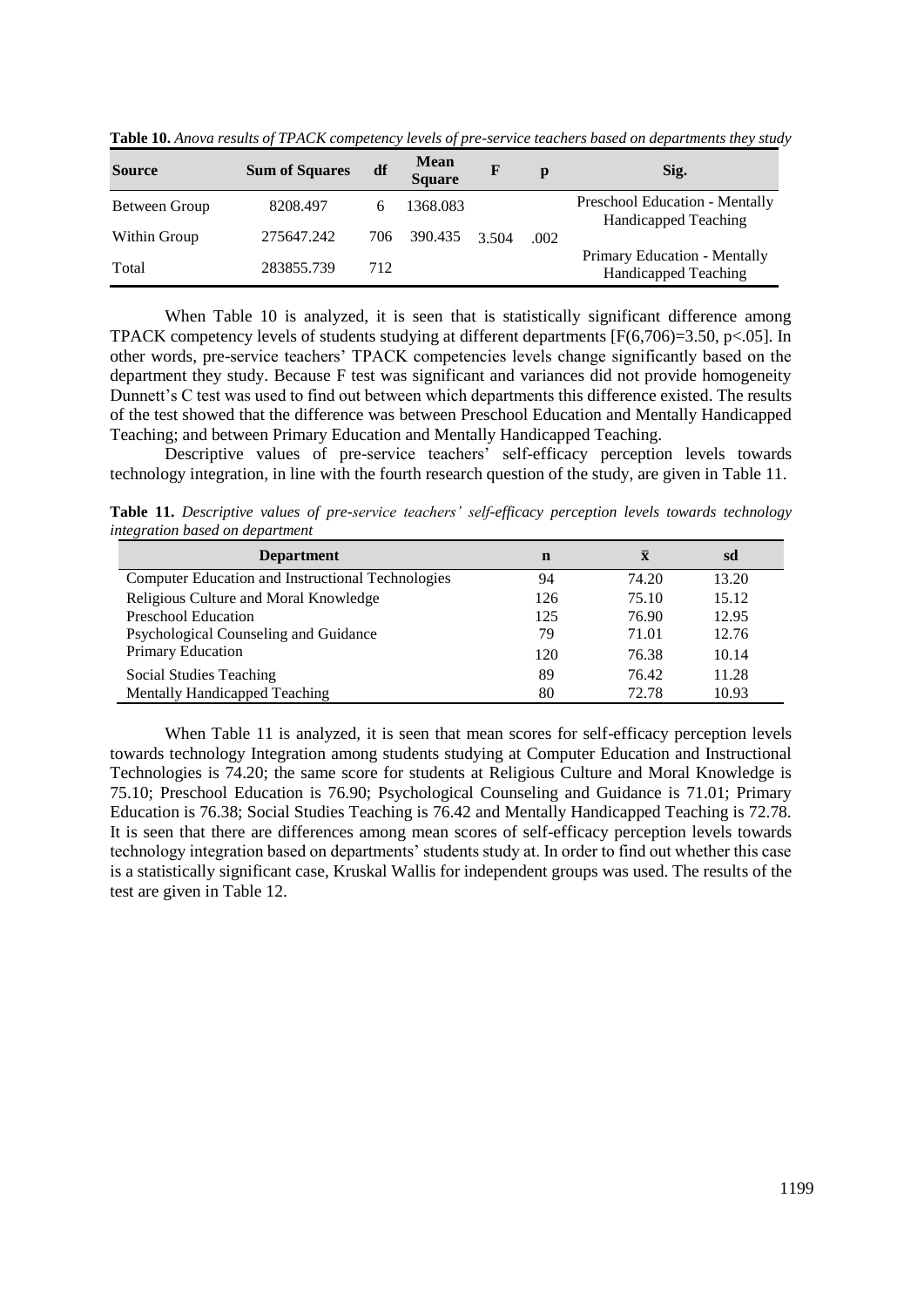**Table 10.** *Anova results of TPACK competency levels of pre-service teachers based on departments they study*

| Source | Sum of Squares | df | Mean Square | F | p | Sig. |
|---|---|---|---|---|---|---|
| Between Group | 8208.497 | 6 | 1368.083 | 3.504 | .002 | Preschool Education - Mentally Handicapped Teaching |
| Within Group | 275647.242 | 706 | 390.435 | | | |
| Total | 283855.739 | 712 | | | | Primary Education - Mentally Handicapped Teaching |

When Table 10 is analyzed, it is seen that is statistically significant difference among TPACK competency levels of students studying at different departments [$F(6,706)=3.50$, $p<.05$]. In other words, pre-service teachers' TPACK competencies levels change significantly based on the department they study. Because F test was significant and variances did not provide homogeneity Dunnett's C test was used to find out between which departments this difference existed. The results of the test showed that the difference was between Preschool Education and Mentally Handicapped Teaching; and between Primary Education and Mentally Handicapped Teaching.

Descriptive values of pre-service teachers' self-efficacy perception levels towards technology integration, in line with the fourth research question of the study, are given in Table 11.

**Table 11.** *Descriptive values of pre-service teachers' self-efficacy perception levels towards technology integration based on department*

| Department | n | $\bar{x}$ | sd |
|---|---|---|---|
| Computer Education and Instructional Technologies | 94 | 74.20 | 13.20 |
| Religious Culture and Moral Knowledge | 126 | 75.10 | 15.12 |
| Preschool Education | 125 | 76.90 | 12.95 |
| Psychological Counseling and Guidance | 79 | 71.01 | 12.76 |
| Primary Education | 120 | 76.38 | 10.14 |
| Social Studies Teaching | 89 | 76.42 | 11.28 |
| Mentally Handicapped Teaching | 80 | 72.78 | 10.93 |

When Table 11 is analyzed, it is seen that mean scores for self-efficacy perception levels towards technology Integration among students studying at Computer Education and Instructional Technologies is 74.20; the same score for students at Religious Culture and Moral Knowledge is 75.10; Preschool Education is 76.90; Psychological Counseling and Guidance is 71.01; Primary Education is 76.38; Social Studies Teaching is 76.42 and Mentally Handicapped Teaching is 72.78. It is seen that there are differences among mean scores of self-efficacy perception levels towards technology integration based on departments' students study at. In order to find out whether this case is a statistically significant case, Kruskal Wallis for independent groups was used. The results of the test are given in Table 12.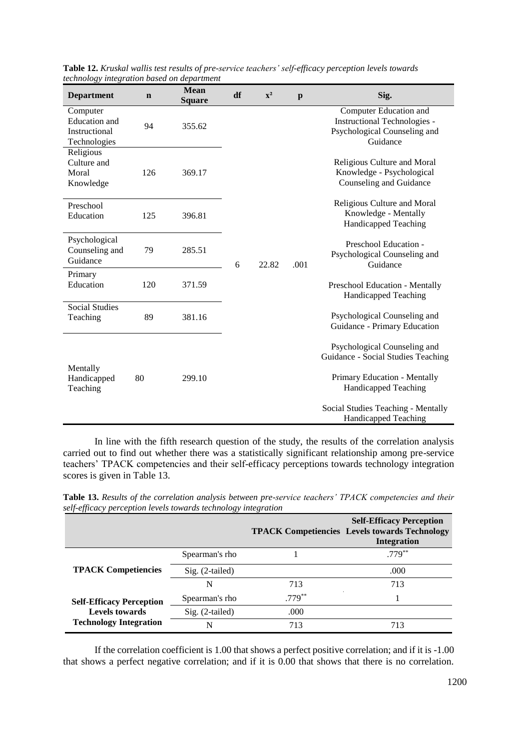**Table 12.** *Kruskal wallis test results of pre-service teachers' self-efficacy perception levels towards technology integration based on department*

| Department | n | Mean Square | df | $x^2$ | p | Sig. |
|---|---|---|---|---|---|---|
| Computer Education and Instructional Technologies | 94 | 355.62 | 6 | 22.82 | .001 | Computer Education and Instructional Technologies - Psychological Counseling and Guidance |
| Religious Culture and Moral Knowledge | 126 | 369.17 | | | | Religious Culture and Moral Knowledge - Psychological Counseling and Guidance |
| Preschool Education | 125 | 396.81 | | | | Religious Culture and Moral Knowledge - Mentally Handicapped Teaching |
| Psychological Counseling and Guidance | 79 | 285.51 | | | | Preschool Education - Psychological Counseling and Guidance |
| Primary Education | 120 | 371.59 | | | | Preschool Education - Mentally Handicapped Teaching |
| Social Studies Teaching | 89 | 381.16 | | | | Psychological Counseling and Guidance - Primary Education |
| Mentally Handicapped Teaching | 80 | 299.10 | | | | Psychological Counseling and Guidance - Social Studies Teaching; Primary Education - Mentally Handicapped Teaching; Social Studies Teaching - Mentally Handicapped Teaching |

In line with the fifth research question of the study, the results of the correlation analysis carried out to find out whether there was a statistically significant relationship among pre-service teachers' TPACK competencies and their self-efficacy perceptions towards technology integration scores is given in Table 13.

**Table 13.** *Results of the correlation analysis between pre-service teachers' TPACK competencies and their self-efficacy perception levels towards technology integration*

| | | TPACK Competiencies | Self-Efficacy Perception Levels towards Technology Integration |
|---|---|---|---|
| **TPACK Competiencies** | Spearman's rho | 1 | .779** |
| | Sig. (2-tailed) | | .000 |
| | N | 713 | 713 |
| **Self-Efficacy Perception Levels towards Technology Integration** | Spearman's rho | .779** | 1 |
| | Sig. (2-tailed) | .000 | |
| | N | 713 | 713 |

If the correlation coefficient is 1.00 that shows a perfect positive correlation; and if it is -1.00 that shows a perfect negative correlation; and if it is 0.00 that shows that there is no correlation.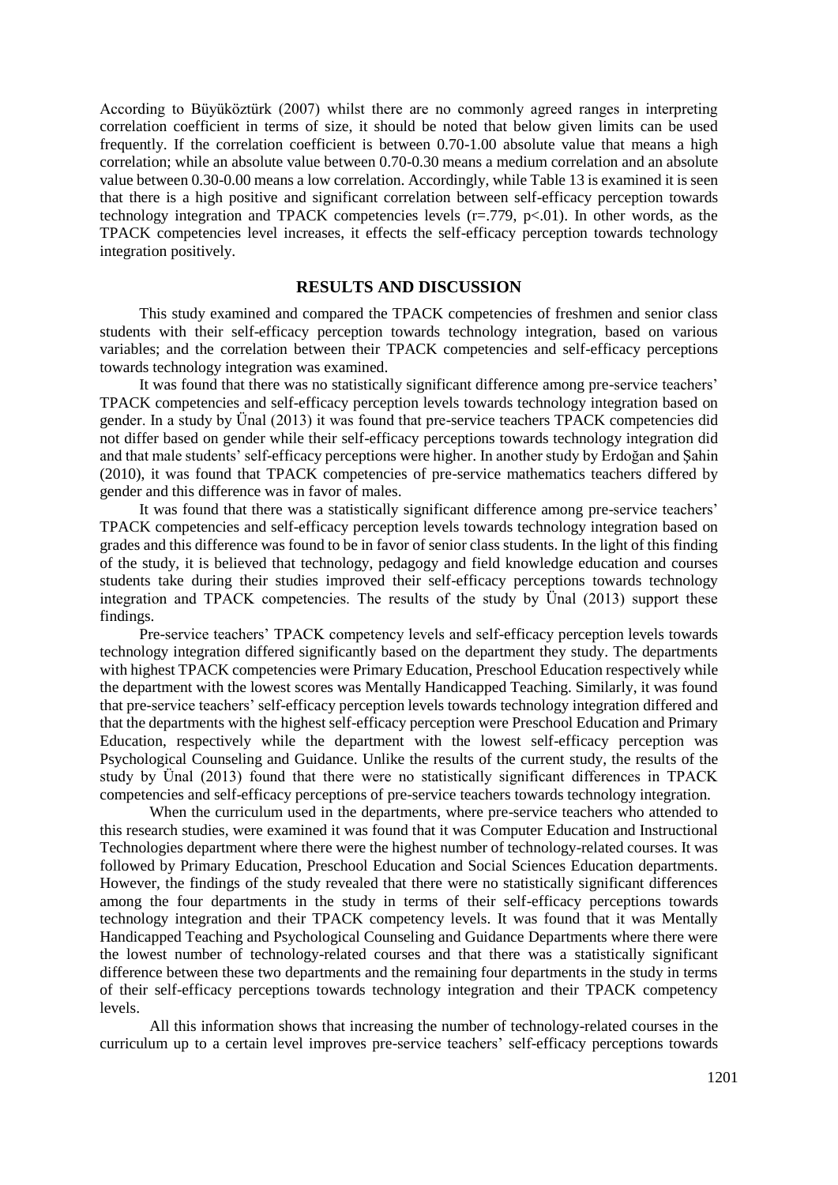According to Büyüköztürk (2007) whilst there are no commonly agreed ranges in interpreting correlation coefficient in terms of size, it should be noted that below given limits can be used frequently. If the correlation coefficient is between 0.70-1.00 absolute value that means a high correlation; while an absolute value between 0.70-0.30 means a medium correlation and an absolute value between 0.30-0.00 means a low correlation. Accordingly, while Table 13 is examined it is seen that there is a high positive and significant correlation between self-efficacy perception towards technology integration and TPACK competencies levels ($r=.779$, $p<.01$). In other words, as the TPACK competencies level increases, it effects the self-efficacy perception towards technology integration positively.

## RESULTS AND DISCUSSION

This study examined and compared the TPACK competencies of freshmen and senior class students with their self-efficacy perception towards technology integration, based on various variables; and the correlation between their TPACK competencies and self-efficacy perceptions towards technology integration was examined.

It was found that there was no statistically significant difference among pre-service teachers' TPACK competencies and self-efficacy perception levels towards technology integration based on gender. In a study by Ünal (2013) it was found that pre-service teachers TPACK competencies did not differ based on gender while their self-efficacy perceptions towards technology integration did and that male students' self-efficacy perceptions were higher. In another study by Erdoğan and Şahin (2010), it was found that TPACK competencies of pre-service mathematics teachers differed by gender and this difference was in favor of males.

It was found that there was a statistically significant difference among pre-service teachers' TPACK competencies and self-efficacy perception levels towards technology integration based on grades and this difference was found to be in favor of senior class students. In the light of this finding of the study, it is believed that technology, pedagogy and field knowledge education and courses students take during their studies improved their self-efficacy perceptions towards technology integration and TPACK competencies. The results of the study by Ünal (2013) support these findings.

Pre-service teachers' TPACK competency levels and self-efficacy perception levels towards technology integration differed significantly based on the department they study. The departments with highest TPACK competencies were Primary Education, Preschool Education respectively while the department with the lowest scores was Mentally Handicapped Teaching. Similarly, it was found that pre-service teachers' self-efficacy perception levels towards technology integration differed and that the departments with the highest self-efficacy perception were Preschool Education and Primary Education, respectively while the department with the lowest self-efficacy perception was Psychological Counseling and Guidance. Unlike the results of the current study, the results of the study by Ünal (2013) found that there were no statistically significant differences in TPACK competencies and self-efficacy perceptions of pre-service teachers towards technology integration.

When the curriculum used in the departments, where pre-service teachers who attended to this research studies, were examined it was found that it was Computer Education and Instructional Technologies department where there were the highest number of technology-related courses. It was followed by Primary Education, Preschool Education and Social Sciences Education departments. However, the findings of the study revealed that there were no statistically significant differences among the four departments in the study in terms of their self-efficacy perceptions towards technology integration and their TPACK competency levels. It was found that it was Mentally Handicapped Teaching and Psychological Counseling and Guidance Departments where there were the lowest number of technology-related courses and that there was a statistically significant difference between these two departments and the remaining four departments in the study in terms of their self-efficacy perceptions towards technology integration and their TPACK competency levels.

All this information shows that increasing the number of technology-related courses in the curriculum up to a certain level improves pre-service teachers' self-efficacy perceptions towards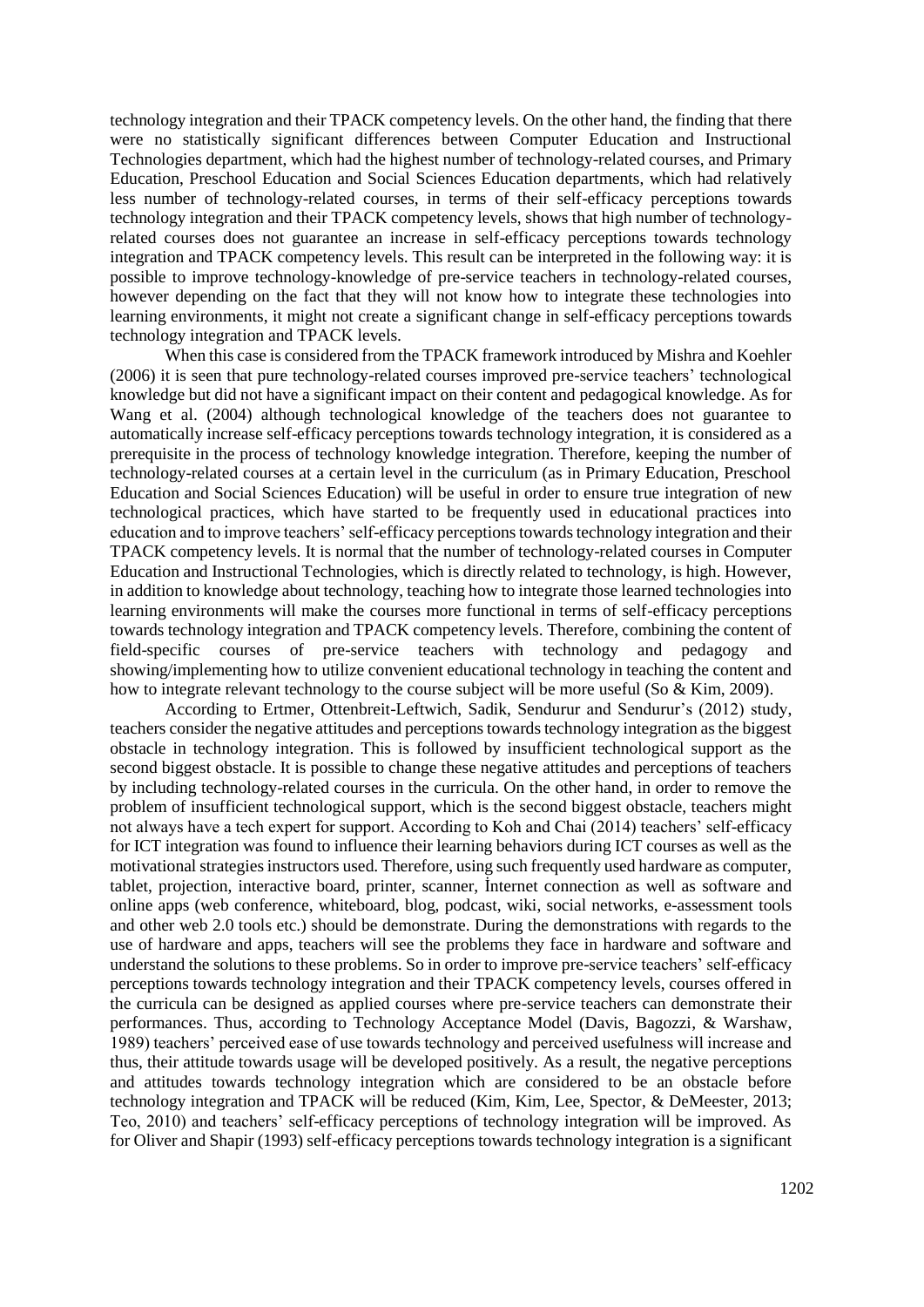technology integration and their TPACK competency levels. On the other hand, the finding that there were no statistically significant differences between Computer Education and Instructional Technologies department, which had the highest number of technology-related courses, and Primary Education, Preschool Education and Social Sciences Education departments, which had relatively less number of technology-related courses, in terms of their self-efficacy perceptions towards technology integration and their TPACK competency levels, shows that high number of technology-related courses does not guarantee an increase in self-efficacy perceptions towards technology integration and TPACK competency levels. This result can be interpreted in the following way: it is possible to improve technology-knowledge of pre-service teachers in technology-related courses, however depending on the fact that they will not know how to integrate these technologies into learning environments, it might not create a significant change in self-efficacy perceptions towards technology integration and TPACK levels.

When this case is considered from the TPACK framework introduced by Mishra and Koehler (2006) it is seen that pure technology-related courses improved pre-service teachers' technological knowledge but did not have a significant impact on their content and pedagogical knowledge. As for Wang et al. (2004) although technological knowledge of the teachers does not guarantee to automatically increase self-efficacy perceptions towards technology integration, it is considered as a prerequisite in the process of technology knowledge integration. Therefore, keeping the number of technology-related courses at a certain level in the curriculum (as in Primary Education, Preschool Education and Social Sciences Education) will be useful in order to ensure true integration of new technological practices, which have started to be frequently used in educational practices into education and to improve teachers' self-efficacy perceptions towards technology integration and their TPACK competency levels. It is normal that the number of technology-related courses in Computer Education and Instructional Technologies, which is directly related to technology, is high. However, in addition to knowledge about technology, teaching how to integrate those learned technologies into learning environments will make the courses more functional in terms of self-efficacy perceptions towards technology integration and TPACK competency levels. Therefore, combining the content of field-specific courses of pre-service teachers with technology and pedagogy and showing/implementing how to utilize convenient educational technology in teaching the content and how to integrate relevant technology to the course subject will be more useful (So & Kim, 2009).

According to Ertmer, Ottenbreit-Leftwich, Sadik, Sendurur and Sendurur's (2012) study, teachers consider the negative attitudes and perceptions towards technology integration as the biggest obstacle in technology integration. This is followed by insufficient technological support as the second biggest obstacle. It is possible to change these negative attitudes and perceptions of teachers by including technology-related courses in the curricula. On the other hand, in order to remove the problem of insufficient technological support, which is the second biggest obstacle, teachers might not always have a tech expert for support. According to Koh and Chai (2014) teachers' self-efficacy for ICT integration was found to influence their learning behaviors during ICT courses as well as the motivational strategies instructors used. Therefore, using such frequently used hardware as computer, tablet, projection, interactive board, printer, scanner, Internet connection as well as software and online apps (web conference, whiteboard, blog, podcast, wiki, social networks, e-assessment tools and other web 2.0 tools etc.) should be demonstrate. During the demonstrations with regards to the use of hardware and apps, teachers will see the problems they face in hardware and software and understand the solutions to these problems. So in order to improve pre-service teachers' self-efficacy perceptions towards technology integration and their TPACK competency levels, courses offered in the curricula can be designed as applied courses where pre-service teachers can demonstrate their performances. Thus, according to Technology Acceptance Model (Davis, Bagozzi, & Warshaw, 1989) teachers' perceived ease of use towards technology and perceived usefulness will increase and thus, their attitude towards usage will be developed positively. As a result, the negative perceptions and attitudes towards technology integration which are considered to be an obstacle before technology integration and TPACK will be reduced (Kim, Kim, Lee, Spector, & DeMeester, 2013; Teo, 2010) and teachers' self-efficacy perceptions of technology integration will be improved. As for Oliver and Shapir (1993) self-efficacy perceptions towards technology integration is a significant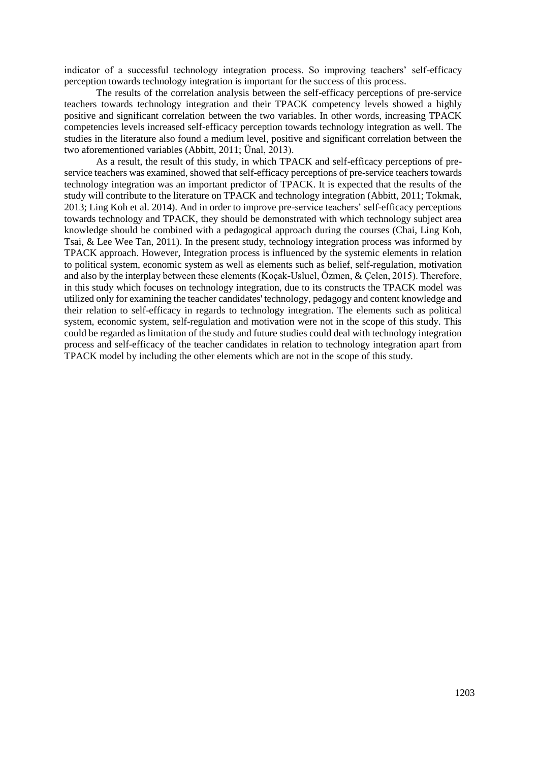indicator of a successful technology integration process. So improving teachers' self-efficacy perception towards technology integration is important for the success of this process.

The results of the correlation analysis between the self-efficacy perceptions of pre-service teachers towards technology integration and their TPACK competency levels showed a highly positive and significant correlation between the two variables. In other words, increasing TPACK competencies levels increased self-efficacy perception towards technology integration as well. The studies in the literature also found a medium level, positive and significant correlation between the two aforementioned variables (Abbitt, 2011; Ünal, 2013).

As a result, the result of this study, in which TPACK and self-efficacy perceptions of pre-service teachers was examined, showed that self-efficacy perceptions of pre-service teachers towards technology integration was an important predictor of TPACK. It is expected that the results of the study will contribute to the literature on TPACK and technology integration (Abbitt, 2011; Tokmak, 2013; Ling Koh et al. 2014). And in order to improve pre-service teachers' self-efficacy perceptions towards technology and TPACK, they should be demonstrated with which technology subject area knowledge should be combined with a pedagogical approach during the courses (Chai, Ling Koh, Tsai, & Lee Wee Tan, 2011). In the present study, technology integration process was informed by TPACK approach. However, Integration process is influenced by the systemic elements in relation to political system, economic system as well as elements such as belief, self-regulation, motivation and also by the interplay between these elements (Koçak-Usluel, Özmen, & Çelen, 2015). Therefore, in this study which focuses on technology integration, due to its constructs the TPACK model was utilized only for examining the teacher candidates' technology, pedagogy and content knowledge and their relation to self-efficacy in regards to technology integration. The elements such as political system, economic system, self-regulation and motivation were not in the scope of this study. This could be regarded as limitation of the study and future studies could deal with technology integration process and self-efficacy of the teacher candidates in relation to technology integration apart from TPACK model by including the other elements which are not in the scope of this study.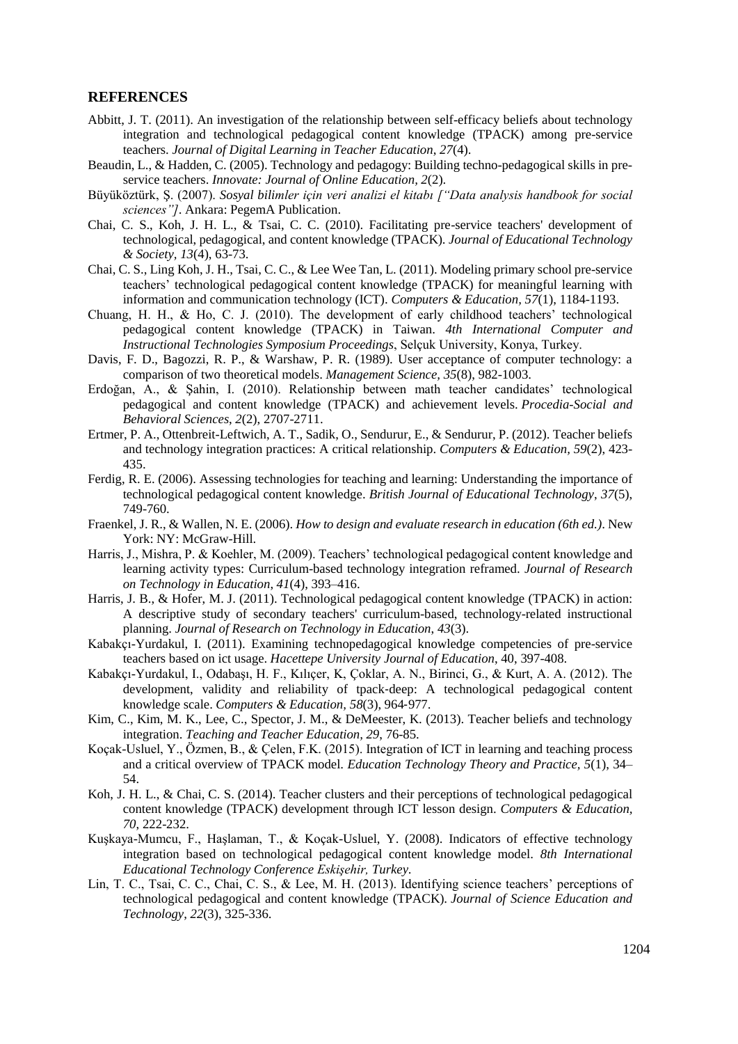## REFERENCES

Abbitt, J. T. (2011). An investigation of the relationship between self-efficacy beliefs about technology integration and technological pedagogical content knowledge (TPACK) among pre-service teachers. *Journal of Digital Learning in Teacher Education*, *27*(4).

Beaudin, L., & Hadden, C. (2005). Technology and pedagogy: Building techno-pedagogical skills in pre-service teachers. *Innovate: Journal of Online Education, 2*(2).

Büyüköztürk, Ş. (2007). *Sosyal bilimler için veri analizi el kitabı ["Data analysis handbook for social sciences"]*. Ankara: PegemA Publication.

Chai, C. S., Koh, J. H. L., & Tsai, C. C. (2010). Facilitating pre-service teachers' development of technological, pedagogical, and content knowledge (TPACK). *Journal of Educational Technology & Society*, *13*(4), 63-73.

Chai, C. S., Ling Koh, J. H., Tsai, C. C., & Lee Wee Tan, L. (2011). Modeling primary school pre-service teachers' technological pedagogical content knowledge (TPACK) for meaningful learning with information and communication technology (ICT). *Computers & Education, 57*(1), 1184-1193.

Chuang, H. H., & Ho, C. J. (2010). The development of early childhood teachers' technological pedagogical content knowledge (TPACK) in Taiwan. *4th International Computer and Instructional Technologies Symposium Proceedings*, Selçuk University, Konya, Turkey.

Davis, F. D., Bagozzi, R. P., & Warshaw, P. R. (1989). User acceptance of computer technology: a comparison of two theoretical models. *Management Science, 35*(8), 982-1003.

Erdoğan, A., & Şahin, I. (2010). Relationship between math teacher candidates' technological pedagogical and content knowledge (TPACK) and achievement levels. *Procedia-Social and Behavioral Sciences*, *2*(2), 2707-2711.

Ertmer, P. A., Ottenbreit-Leftwich, A. T., Sadik, O., Sendurur, E., & Sendurur, P. (2012). Teacher beliefs and technology integration practices: A critical relationship. *Computers & Education, 59*(2), 423-435.

Ferdig, R. E. (2006). Assessing technologies for teaching and learning: Understanding the importance of technological pedagogical content knowledge. *British Journal of Educational Technology*, *37*(5), 749-760.

Fraenkel, J. R., & Wallen, N. E. (2006). *How to design and evaluate research in education (6th ed.)*. New York: NY: McGraw-Hill.

Harris, J., Mishra, P. & Koehler, M. (2009). Teachers' technological pedagogical content knowledge and learning activity types: Curriculum-based technology integration reframed. *Journal of Research on Technology in Education*, *41*(4), 393–416.

Harris, J. B., & Hofer, M. J. (2011). Technological pedagogical content knowledge (TPACK) in action: A descriptive study of secondary teachers' curriculum-based, technology-related instructional planning. *Journal of Research on Technology in Education, 43*(3).

Kabakçı-Yurdakul, I. (2011). Examining technopedagogical knowledge competencies of pre-service teachers based on ict usage. *Hacettepe University Journal of Education,* 40, 397-408.

Kabakçı-Yurdakul, I., Odabaşı, H. F., Kılıçer, K, Çoklar, A. N., Birinci, G., & Kurt, A. A. (2012). The development, validity and reliability of tpack-deep: A technological pedagogical content knowledge scale. *Computers & Education, 58*(3), 964-977.

Kim, C., Kim, M. K., Lee, C., Spector, J. M., & DeMeester, K. (2013). Teacher beliefs and technology integration. *Teaching and Teacher Education, 29*, 76-85.

Koçak-Usluel, Y., Özmen, B., & Çelen, F.K. (2015). Integration of ICT in learning and teaching process and a critical overview of TPACK model. *Education Technology Theory and Practice, 5*(1), 34–54.

Koh, J. H. L., & Chai, C. S. (2014). Teacher clusters and their perceptions of technological pedagogical content knowledge (TPACK) development through ICT lesson design. *Computers & Education, 70*, 222-232.

Kuşkaya-Mumcu, F., Haşlaman, T., & Koçak-Usluel, Y. (2008). Indicators of effective technology integration based on technological pedagogical content knowledge model. *8th International Educational Technology Conference Eskişehir, Turkey*.

Lin, T. C., Tsai, C. C., Chai, C. S., & Lee, M. H. (2013). Identifying science teachers' perceptions of technological pedagogical and content knowledge (TPACK). *Journal of Science Education and Technology*, *22*(3), 325-336.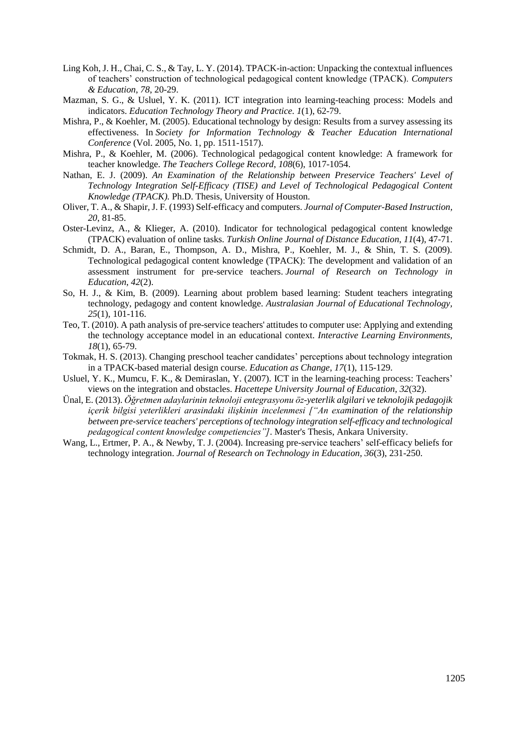Ling Koh, J. H., Chai, C. S., & Tay, L. Y. (2014). TPACK-in-action: Unpacking the contextual influences of teachers' construction of technological pedagogical content knowledge (TPACK). *Computers & Education*, *78*, 20-29.

Mazman, S. G., & Usluel, Y. K. (2011). ICT integration into learning-teaching process: Models and indicators. *Education Technology Theory and Practice. 1*(1), 62-79.

Mishra, P., & Koehler, M. (2005). Educational technology by design: Results from a survey assessing its effectiveness. In *Society for Information Technology & Teacher Education International Conference* (Vol. 2005, No. 1, pp. 1511-1517).

Mishra, P., & Koehler, M. (2006). Technological pedagogical content knowledge: A framework for teacher knowledge. *The Teachers College Record*, *108*(6), 1017-1054.

Nathan, E. J. (2009). *An Examination of the Relationship between Preservice Teachers' Level of Technology Integration Self-Efficacy (TISE) and Level of Technological Pedagogical Content Knowledge (TPACK).* Ph.D. Thesis, University of Houston.

Oliver, T. A., & Shapir, J. F. (1993) Self-efficacy and computers. *Journal of Computer-Based Instruction, 20*, 81-85.

Oster-Levinz, A., & Klieger, A. (2010). Indicator for technological pedagogical content knowledge (TPACK) evaluation of online tasks. *Turkish Online Journal of Distance Education*, *11*(4), 47-71.

Schmidt, D. A., Baran, E., Thompson, A. D., Mishra, P., Koehler, M. J., & Shin, T. S. (2009). Technological pedagogical content knowledge (TPACK): The development and validation of an assessment instrument for pre-service teachers. *Journal of Research on Technology in Education*, *42*(2).

So, H. J., & Kim, B. (2009). Learning about problem based learning: Student teachers integrating technology, pedagogy and content knowledge. *Australasian Journal of Educational Technology, 25*(1), 101-116.

Teo, T. (2010). A path analysis of pre-service teachers' attitudes to computer use: Applying and extending the technology acceptance model in an educational context. *Interactive Learning Environments, 18*(1), 65-79.

Tokmak, H. S. (2013). Changing preschool teacher candidates' perceptions about technology integration in a TPACK-based material design course. *Education as Change, 17*(1), 115-129.

Usluel, Y. K., Mumcu, F. K., & Demiraslan, Y. (2007). ICT in the learning-teaching process: Teachers' views on the integration and obstacles. *Hacettepe University Journal of Education, 32*(32).

Ünal, E. (2013). *Öğretmen adaylarinin teknoloji entegrasyonu öz-yeterlik algilari ve teknolojik pedagojik içerik bilgisi yeterlikleri arasindaki ilişkinin incelenmesi ["An examination of the relationship between pre-service teachers' perceptions of technology integration self-efficacy and technological pedagogical content knowledge competiencies"]*. Master's Thesis, Ankara University.

Wang, L., Ertmer, P. A., & Newby, T. J. (2004). Increasing pre-service teachers' self-efficacy beliefs for technology integration. *Journal of Research on Technology in Education, 36*(3), 231-250.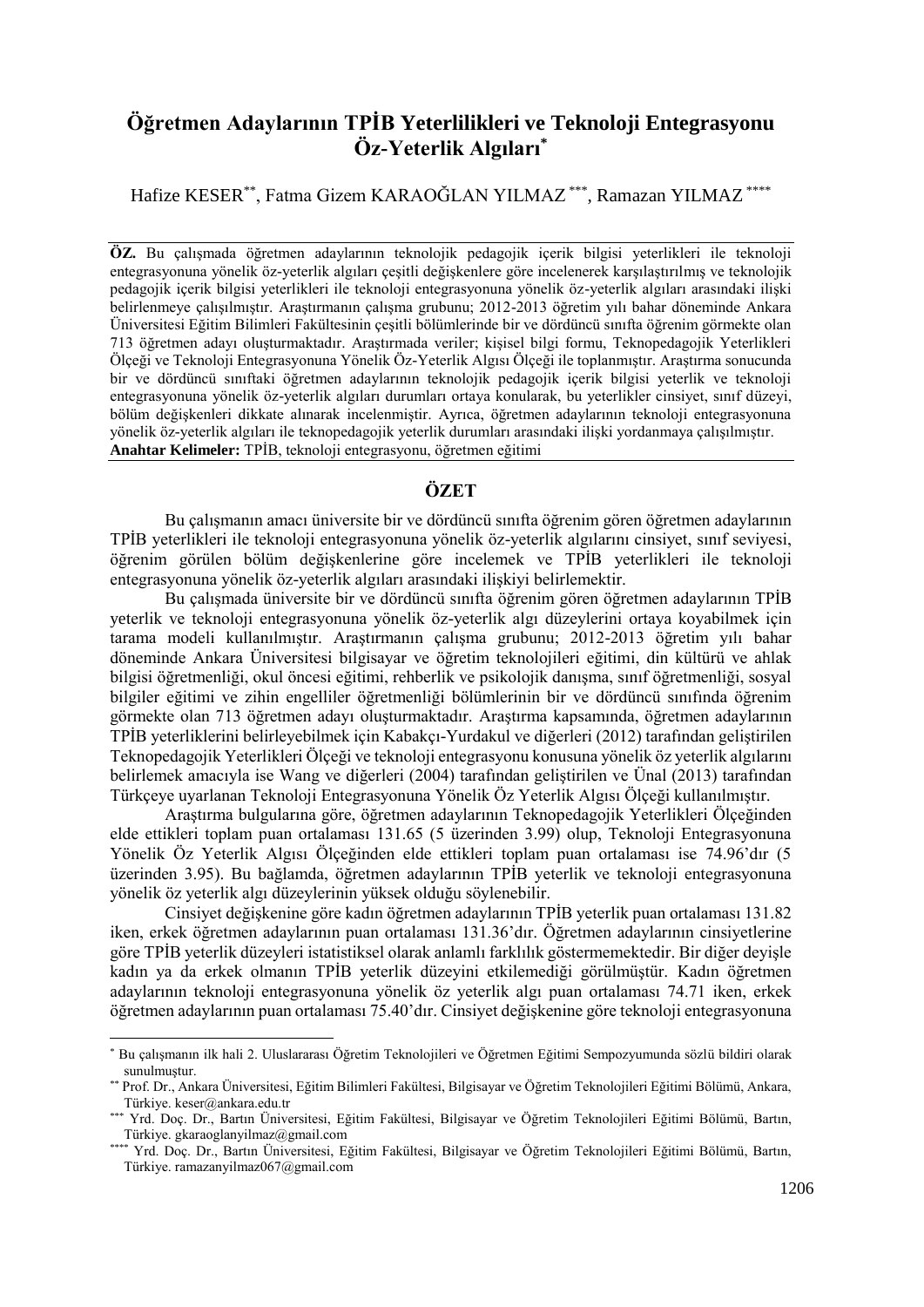# Öğretmen Adaylarının TPİB Yeterlilikleri ve Teknoloji Entegrasyonu Öz-Yeterlik Algıları*

Hafize KESER**, Fatma Gizem KARAOĞLAN YILMAZ ***, Ramazan YILMAZ ****

**ÖZ.** Bu çalışmada öğretmen adaylarının teknolojik pedagojik içerik bilgisi yeterlikleri ile teknoloji entegrasyonuna yönelik öz-yeterlik algıları çeşitli değişkenlere göre incelenerek karşılaştırılmış ve teknolojik pedagojik içerik bilgisi yeterlikleri ile teknoloji entegrasyonuna yönelik öz-yeterlik algıları arasındaki ilişki belirlenmeye çalışılmıştır. Araştırmanın çalışma grubunu; 2012-2013 öğretim yılı bahar döneminde Ankara Üniversitesi Eğitim Bilimleri Fakültesinin çeşitli bölümlerinde bir ve dördüncü sınıfta öğrenim görmekte olan 713 öğretmen adayı oluşturmaktadır. Araştırmada veriler; kişisel bilgi formu, Teknopedagojik Yeterlikleri Ölçeği ve Teknoloji Entegrasyonuna Yönelik Öz-Yeterlik Algısı Ölçeği ile toplanmıştır. Araştırma sonucunda bir ve dördüncü sınıftaki öğretmen adaylarının teknolojik pedagojik içerik bilgisi yeterlik ve teknoloji entegrasyonuna yönelik öz-yeterlik algıları durumları ortaya konularak, bu yeterlikler cinsiyet, sınıf düzeyi, bölüm değişkenleri dikkate alınarak incelenmiştir. Ayrıca, öğretmen adaylarının teknoloji entegrasyonuna yönelik öz-yeterlik algıları ile teknopedagojik yeterlik durumları arasındaki ilişki yordanmaya çalışılmıştır.
**Anahtar Kelimeler:** TPİB, teknoloji entegrasyonu, öğretmen eğitimi

## ÖZET

Bu çalışmanın amacı üniversite bir ve dördüncü sınıfta öğrenim gören öğretmen adaylarının TPİB yeterlikleri ile teknoloji entegrasyonuna yönelik öz-yeterlik algılarını cinsiyet, sınıf seviyesi, öğrenim görülen bölüm değişkenlerine göre incelemek ve TPİB yeterlikleri ile teknoloji entegrasyonuna yönelik öz-yeterlik algıları arasındaki ilişkiyi belirlemektir.

Bu çalışmada üniversite bir ve dördüncü sınıfta öğrenim gören öğretmen adaylarının TPİB yeterlik ve teknoloji entegrasyonuna yönelik öz-yeterlik algı düzeylerini ortaya koyabilmek için tarama modeli kullanılmıştır. Araştırmanın çalışma grubu; 2012-2013 öğretim yılı bahar döneminde Ankara Üniversitesi bilgisayar ve öğretim teknolojileri eğitimi, din kültürü ve ahlak bilgisi öğretmenliği, okul öncesi eğitimi, rehberlik ve psikolojik danışma, sınıf öğretmenliği, sosyal bilgiler eğitimi ve zihin engelliler öğretmenliği bölümlerinin bir ve dördüncü sınıfında öğrenim görmekte olan 713 öğretmen adayı oluşturmaktadır. Araştırma kapsamında, öğretmen adaylarının TPİB yeterliklerini belirleyebilmek için Kabakçı-Yurdakul ve diğerleri (2012) tarafından geliştirilen Teknopedagojik Yeterlikleri Ölçeği ve teknoloji entegrasyonu konusuna yönelik öz yeterlik algılarını belirlemek amacıyla ise Wang ve diğerleri (2004) tarafından geliştirilen ve Ünal (2013) tarafından Türkçeye uyarlanan Teknoloji Entegrasyonuna Yönelik Öz Yeterlik Algısı Ölçeği kullanılmıştır.

Araştırma bulgularına göre, öğretmen adaylarının Teknopedagojik Yeterlikleri Ölçeğinden elde ettikleri toplam puan ortalaması 131.65 (5 üzerinden 3.99) olup, Teknoloji Entegrasyonuna Yönelik Öz Yeterlik Algısı Ölçeğinden elde ettikleri toplam puan ortalaması ise 74.96'dır (5 üzerinden 3.95). Bu bağlamda, öğretmen adaylarının TPİB yeterlik ve teknoloji entegrasyonuna yönelik öz yeterlik algı düzeylerinin yüksek olduğu söylenebilir.

Cinsiyet değişkenine göre kadın öğretmen adaylarının TPİB yeterlik puan ortalaması 131.82 iken, erkek öğretmen adaylarının puan ortalaması 131.36'dır. Öğretmen adaylarının cinsiyetlerine göre TPİB yeterlik düzeyleri istatistiksel olarak anlamlı farklılık göstermemektedir. Bir diğer deyişle kadın ya da erkek olmanın TPİB yeterlik düzeyini etkilemediği görülmüştür. Kadın öğretmen adaylarının teknoloji entegrasyonuna yönelik öz yeterlik algı puan ortalaması 74.71 iken, erkek öğretmen adaylarının puan ortalaması 75.40'dır. Cinsiyet değişkenine göre teknoloji entegrasyonuna

---

\* Bu çalışmanın ilk hali 2. Uluslararası Öğretim Teknolojileri ve Öğretmen Eğitimi Sempozyumunda sözlü bildiri olarak sunulmuştur.

\*\* Prof. Dr., Ankara Üniversitesi, Eğitim Bilimleri Fakültesi, Bilgisayar ve Öğretim Teknolojileri Eğitimi Bölümü, Ankara, Türkiye. keser@ankara.edu.tr

\*\*\* Yrd. Doç. Dr., Bartın Üniversitesi, Eğitim Fakültesi, Bilgisayar ve Öğretim Teknolojileri Eğitimi Bölümü, Bartın, Türkiye. gkaraoglanyilmaz@gmail.com

\*\*\*\* Yrd. Doç. Dr., Bartın Üniversitesi, Eğitim Fakültesi, Bilgisayar ve Öğretim Teknolojileri Eğitimi Bölümü, Bartın, Türkiye. ramazanyilmaz067@gmail.com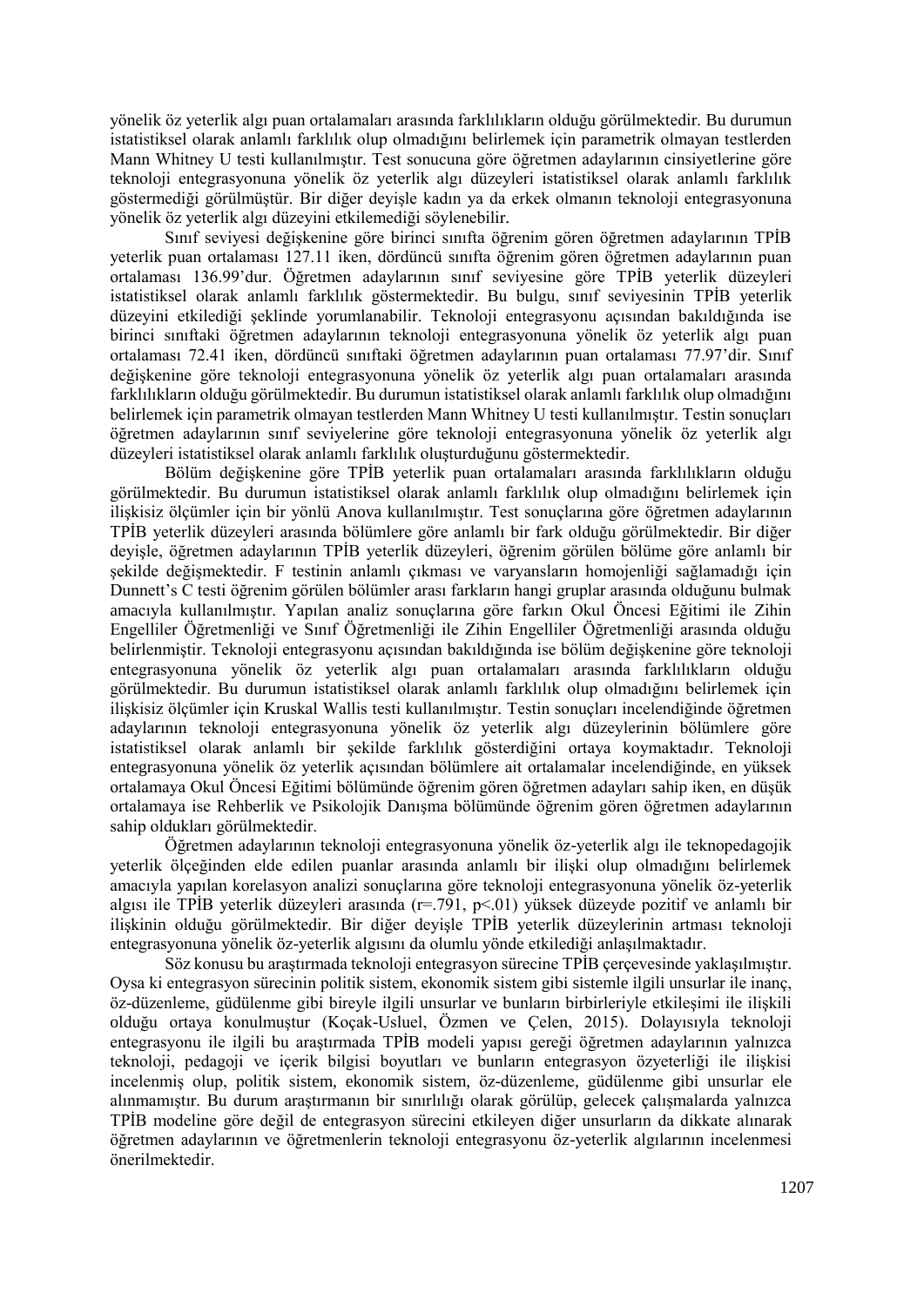yönelik öz yeterlik algı puan ortalamaları arasında farklılıkların olduğu görülmektedir. Bu durumun istatistiksel olarak anlamlı farklılık olup olmadığını belirlemek için parametrik olmayan testlerden Mann Whitney U testi kullanılmıştır. Test sonucuna göre öğretmen adaylarının cinsiyetlerine göre teknoloji entegrasyonuna yönelik öz yeterlik algı düzeyleri istatistiksel olarak anlamlı farklılık göstermediği görülmüştür. Bir diğer deyişle kadın ya da erkek olmanın teknoloji entegrasyonuna yönelik öz yeterlik algı düzeyini etkilemediği söylenebilir.

Sınıf seviyesi değişkenine göre birinci sınıfta öğrenim gören öğretmen adaylarının TPİB yeterlik puan ortalaması 127.11 iken, dördüncü sınıfta öğrenim gören öğretmen adaylarının puan ortalaması 136.99'dur. Öğretmen adaylarının sınıf seviyesine göre TPİB yeterlik düzeyleri istatistiksel olarak anlamlı farklılık göstermektedir. Bu bulgu, sınıf seviyesinin TPİB yeterlik düzeyini etkilediği şeklinde yorumlanabilir. Teknoloji entegrasyonu açısından bakıldığında ise birinci sınıftaki öğretmen adaylarının teknoloji entegrasyonuna yönelik öz yeterlik algı puan ortalaması 72.41 iken, dördüncü sınıftaki öğretmen adaylarının puan ortalaması 77.97'dir. Sınıf değişkenine göre teknoloji entegrasyonuna yönelik öz yeterlik algı puan ortalamaları arasında farklılıkların olduğu görülmektedir. Bu durumun istatistiksel olarak anlamlı farklılık olup olmadığını belirlemek için parametrik olmayan testlerden Mann Whitney U testi kullanılmıştır. Testin sonuçları öğretmen adaylarının sınıf seviyelerine göre teknoloji entegrasyonuna yönelik öz yeterlik algı düzeyleri istatistiksel olarak anlamlı farklılık oluşturduğunu göstermektedir.

Bölüm değişkenine göre TPİB yeterlik puan ortalamaları arasında farklılıkların olduğu görülmektedir. Bu durumun istatistiksel olarak anlamlı farklılık olup olmadığını belirlemek için ilişkisiz ölçümler için bir yönlü Anova kullanılmıştır. Test sonuçlarına göre öğretmen adaylarının TPİB yeterlik düzeyleri arasında bölümlere göre anlamlı bir fark olduğu görülmektedir. Bir diğer deyişle, öğretmen adaylarının TPİB yeterlik düzeyleri, öğrenim görülen bölüme göre anlamlı bir şekilde değişmektedir. F testinin anlamlı çıkması ve varyansların homojenliği sağlamadığı için Dunnett's C testi öğrenim görülen bölümler arası farkların hangi gruplar arasında olduğunu bulmak amacıyla kullanılmıştır. Yapılan analiz sonuçlarına göre farkın Okul Öncesi Eğitimi ile Zihin Engelliler Öğretmenliği ve Sınıf Öğretmenliği ile Zihin Engelliler Öğretmenliği arasında olduğu belirlenmiştir. Teknoloji entegrasyonu açısından bakıldığında ise bölüm değişkenine göre teknoloji entegrasyonuna yönelik öz yeterlik algı puan ortalamaları arasında farklılıkların olduğu görülmektedir. Bu durumun istatistiksel olarak anlamlı farklılık olup olmadığını belirlemek için ilişkisiz ölçümler için Kruskal Wallis testi kullanılmıştır. Testin sonuçları incelendiğinde öğretmen adaylarının teknoloji entegrasyonuna yönelik öz yeterlik algı düzeylerinin bölümlere göre istatistiksel olarak anlamlı bir şekilde farklılık gösterdiğini ortaya koymaktadır. Teknoloji entegrasyonuna yönelik öz yeterlik açısından bölümlere ait ortalamalar incelendiğinde, en yüksek ortalamaya Okul Öncesi Eğitimi bölümünde öğrenim gören öğretmen adayları sahip iken, en düşük ortalamaya ise Rehberlik ve Psikolojik Danışma bölümünde öğrenim gören öğretmen adaylarının sahip oldukları görülmektedir.

Öğretmen adaylarının teknoloji entegrasyonuna yönelik öz-yeterlik algı ile teknopedagojik yeterlik ölçeğinden elde edilen puanlar arasında anlamlı bir ilişki olup olmadığını belirlemek amacıyla yapılan korelasyon analizi sonuçlarına göre teknoloji entegrasyonuna yönelik öz-yeterlik algısı ile TPİB yeterlik düzeyleri arasında ($r=.791$, $p<.01$) yüksek düzeyde pozitif ve anlamlı bir ilişkinin olduğu görülmektedir. Bir diğer deyişle TPİB yeterlik düzeylerinin artması teknoloji entegrasyonuna yönelik öz-yeterlik algısını da olumlu yönde etkilediği anlaşılmaktadır.

Söz konusu bu araştırmada teknoloji entegrasyon sürecine TPİB çerçevesinde yaklaşılmıştır. Oysa ki entegrasyon sürecinin politik sistem, ekonomik sistem gibi sistemle ilgili unsurlar ile inanç, öz-düzenleme, güdülenme gibi bireyle ilgili unsurlar ve bunların birbirleriyle etkileşimi ile ilişkili olduğu ortaya konulmuştur (Koçak-Usluel, Özmen ve Çelen, 2015). Dolayısıyla teknoloji entegrasyonu ile ilgili bu araştırmada TPİB modeli yapısı gereği öğretmen adaylarının yalnızca teknoloji, pedagoji ve içerik bilgisi boyutları ve bunların entegrasyon özyeterliği ile ilişkisi incelenmiş olup, politik sistem, ekonomik sistem, öz-düzenleme, güdülenme gibi unsurlar ele alınmamıştır. Bu durum araştırmanın bir sınırlılığı olarak görülüp, gelecek çalışmalarda yalnızca TPİB modeline göre değil de entegrasyon sürecini etkileyen diğer unsurların da dikkate alınarak öğretmen adaylarının ve öğretmenlerin teknoloji entegrasyonu öz-yeterlik algılarının incelenmesi önerilmektedir.